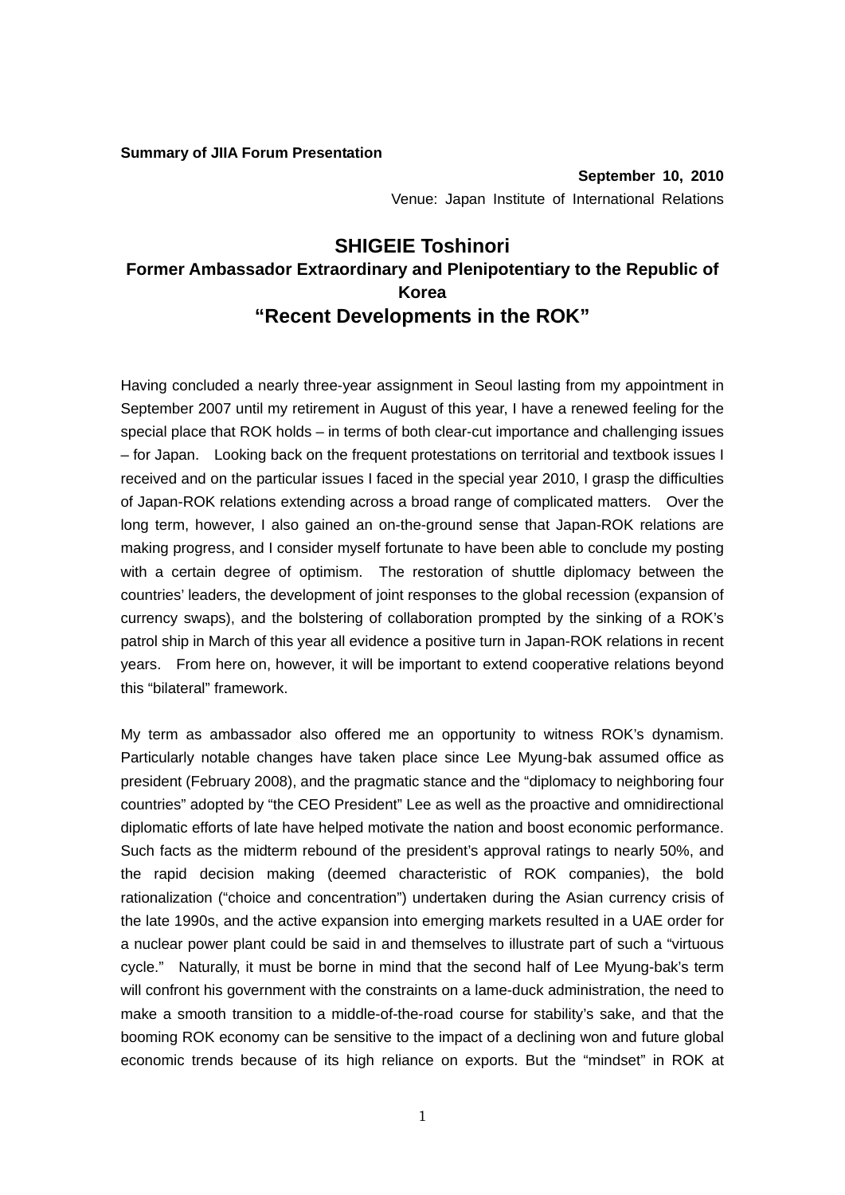**Summary of JIIA Forum Presentation**

**September 10, 2010**

Venue: Japan Institute of International Relations

# SHIGEIE Toshinori

## Former Ambassador Extraordinary and Plenipotentiary to the Republic of Korea

## "Recent Developments in the ROK"

Having concluded a nearly three-year assignment in Seoul lasting from my appointment in September 2007 until my retirement in August of this year, I have a renewed feeling for the special place that ROK holds – in terms of both clear-cut importance and challenging issues – for Japan. Looking back on the frequent protestations on territorial and textbook issues I received and on the particular issues I faced in the special year 2010, I grasp the difficulties of Japan-ROK relations extending across a broad range of complicated matters. Over the long term, however, I also gained an on-the-ground sense that Japan-ROK relations are making progress, and I consider myself fortunate to have been able to conclude my posting with a certain degree of optimism. The restoration of shuttle diplomacy between the countries' leaders, the development of joint responses to the global recession (expansion of currency swaps), and the bolstering of collaboration prompted by the sinking of a ROK's patrol ship in March of this year all evidence a positive turn in Japan-ROK relations in recent years. From here on, however, it will be important to extend cooperative relations beyond this "bilateral" framework.

My term as ambassador also offered me an opportunity to witness ROK's dynamism. Particularly notable changes have taken place since Lee Myung-bak assumed office as president (February 2008), and the pragmatic stance and the "diplomacy to neighboring four countries" adopted by "the CEO President" Lee as well as the proactive and omnidirectional diplomatic efforts of late have helped motivate the nation and boost economic performance. Such facts as the midterm rebound of the president's approval ratings to nearly 50%, and the rapid decision making (deemed characteristic of ROK companies), the bold rationalization ("choice and concentration") undertaken during the Asian currency crisis of the late 1990s, and the active expansion into emerging markets resulted in a UAE order for a nuclear power plant could be said in and themselves to illustrate part of such a "virtuous cycle." Naturally, it must be borne in mind that the second half of Lee Myung-bak's term will confront his government with the constraints on a lame-duck administration, the need to make a smooth transition to a middle-of-the-road course for stability's sake, and that the booming ROK economy can be sensitive to the impact of a declining won and future global economic trends because of its high reliance on exports. But the "mindset" in ROK at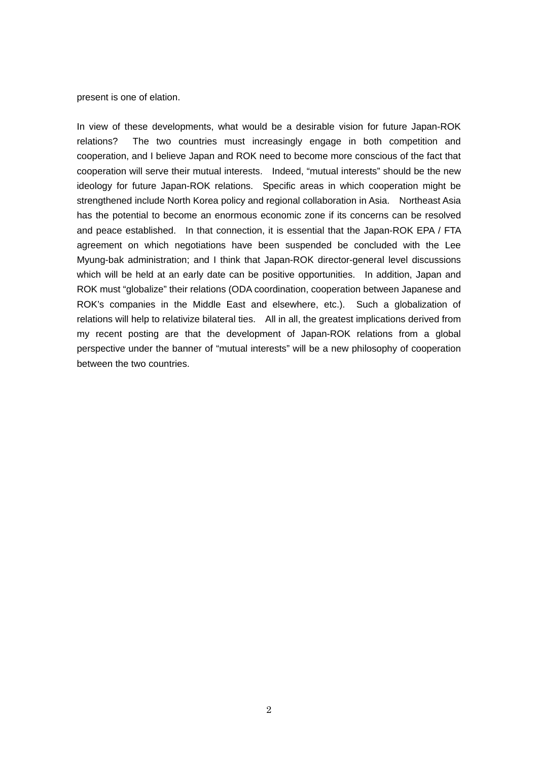present is one of elation.

In view of these developments, what would be a desirable vision for future Japan-ROK relations? The two countries must increasingly engage in both competition and cooperation, and I believe Japan and ROK need to become more conscious of the fact that cooperation will serve their mutual interests. Indeed, "mutual interests" should be the new ideology for future Japan-ROK relations. Specific areas in which cooperation might be strengthened include North Korea policy and regional collaboration in Asia. Northeast Asia has the potential to become an enormous economic zone if its concerns can be resolved and peace established. In that connection, it is essential that the Japan-ROK EPA / FTA agreement on which negotiations have been suspended be concluded with the Lee Myung-bak administration; and I think that Japan-ROK director-general level discussions which will be held at an early date can be positive opportunities. In addition, Japan and ROK must "globalize" their relations (ODA coordination, cooperation between Japanese and ROK's companies in the Middle East and elsewhere, etc.). Such a globalization of relations will help to relativize bilateral ties. All in all, the greatest implications derived from my recent posting are that the development of Japan-ROK relations from a global perspective under the banner of "mutual interests" will be a new philosophy of cooperation between the two countries.